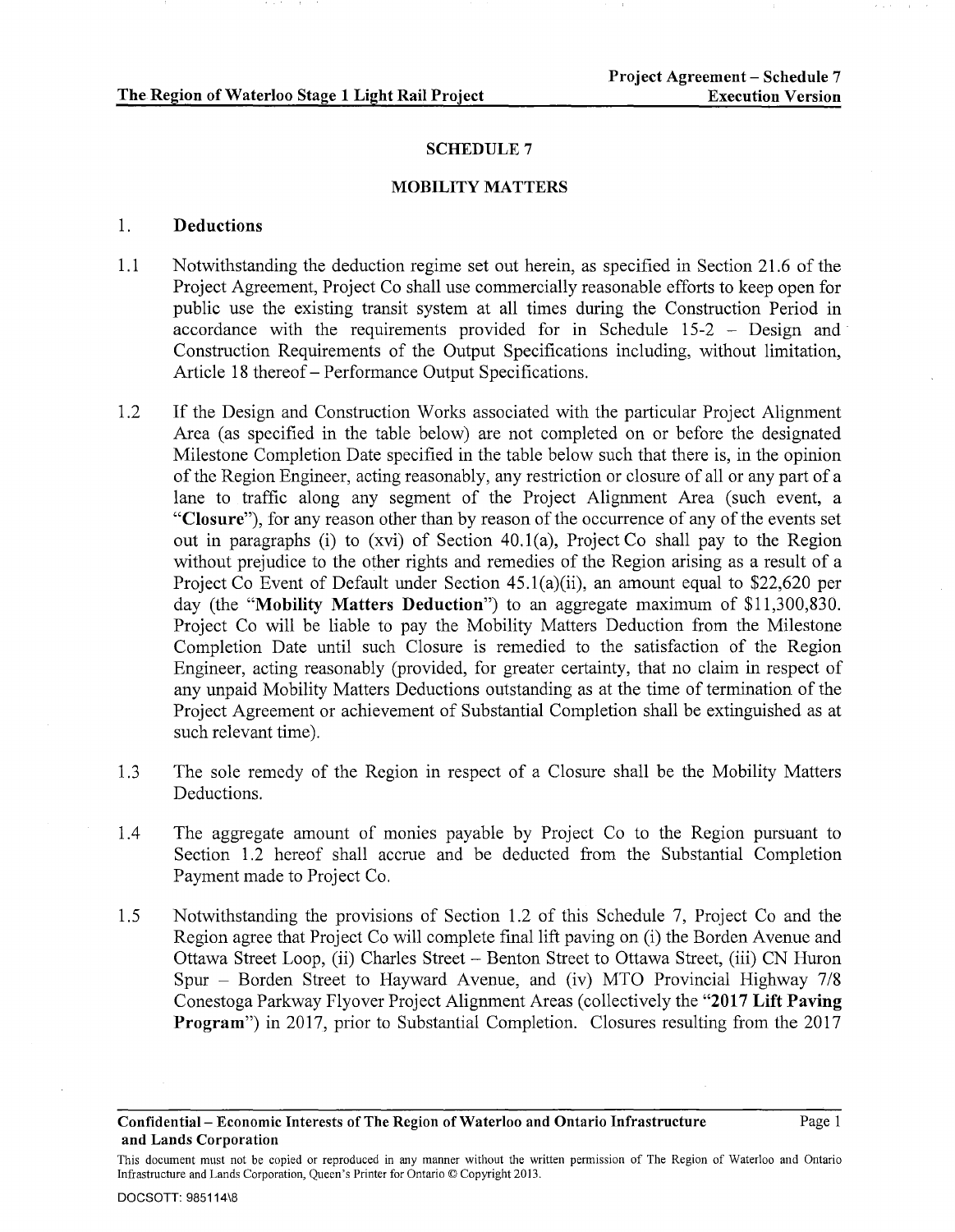## SCHEDULE 7

## MOBILITY MATTERS

### 1. Deductions

1.1 Notwithstanding the deduction regime set out herein, as specified in Section 21.6 of the Project Agreement, Project Co shall use commercially reasonable efforts to keep open for public use the existing transit system at all times during the Construction Period in accordance with the requirements provided for in Schedule 15-2 – Design and Construction Requirements of the Output Specifications including, without limitation, Article 18 thereof – Performance Output Specifications.

1.2 If the Design and Construction Works associated with the particular Project Alignment Area (as specified in the table below) are not completed on or before the designated Milestone Completion Date specified in the table below such that there is, in the opinion of the Region Engineer, acting reasonably, any restriction or closure of all or any part of a lane to traffic along any segment of the Project Alignment Area (such event, a "**Closure**"), for any reason other than by reason of the occurrence of any of the events set out in paragraphs (i) to (xvi) of Section 40.1(a), Project Co shall pay to the Region without prejudice to the other rights and remedies of the Region arising as a result of a Project Co Event of Default under Section 45.1(a)(ii), an amount equal to $22,620 per day (the "**Mobility Matters Deduction**") to an aggregate maximum of $11,300,830. Project Co will be liable to pay the Mobility Matters Deduction from the Milestone Completion Date until such Closure is remedied to the satisfaction of the Region Engineer, acting reasonably (provided, for greater certainty, that no claim in respect of any unpaid Mobility Matters Deductions outstanding as at the time of termination of the Project Agreement or achievement of Substantial Completion shall be extinguished as at such relevant time).

1.3 The sole remedy of the Region in respect of a Closure shall be the Mobility Matters Deductions.

1.4 The aggregate amount of monies payable by Project Co to the Region pursuant to Section 1.2 hereof shall accrue and be deducted from the Substantial Completion Payment made to Project Co.

1.5 Notwithstanding the provisions of Section 1.2 of this Schedule 7, Project Co and the Region agree that Project Co will complete final lift paving on (i) the Borden Avenue and Ottawa Street Loop, (ii) Charles Street – Benton Street to Ottawa Street, (iii) CN Huron Spur – Borden Street to Hayward Avenue, and (iv) MTO Provincial Highway 7/8 Conestoga Parkway Flyover Project Alignment Areas (collectively the "**2017 Lift Paving Program**") in 2017, prior to Substantial Completion. Closures resulting from the 2017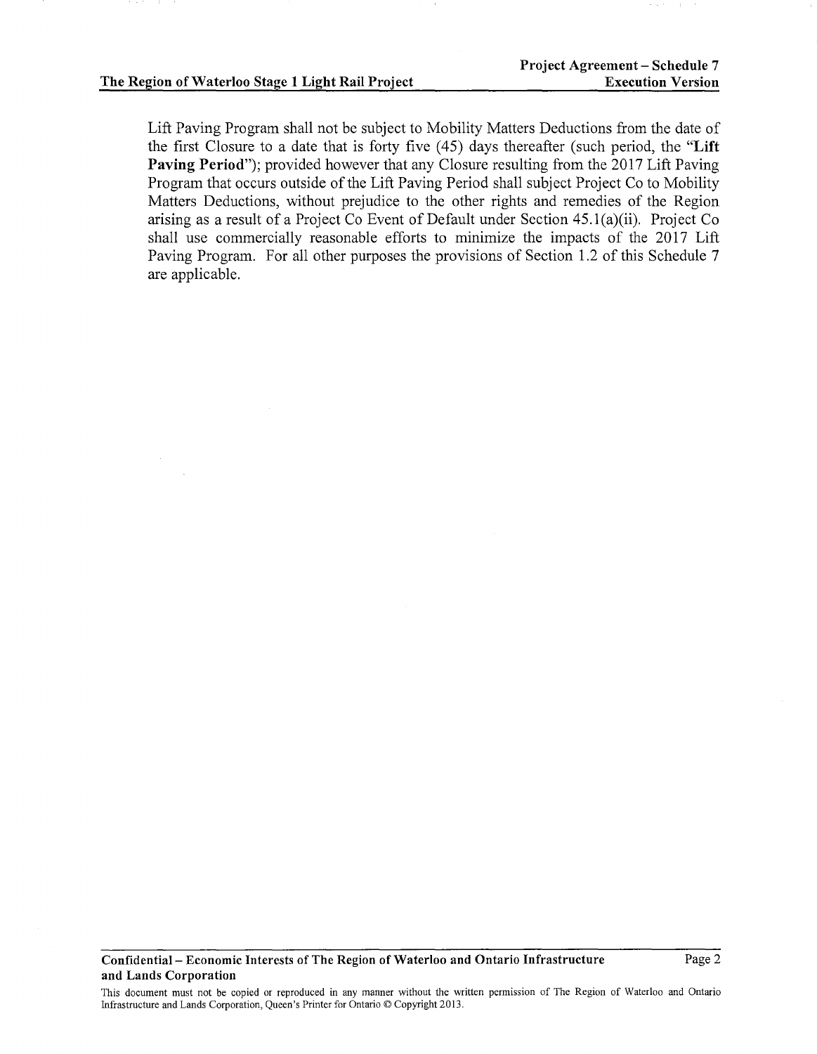Lift Paving Program shall not be subject to Mobility Matters Deductions from the date of the first Closure to a date that is forty five (45) days thereafter (such period, the "**Lift Paving Period**"); provided however that any Closure resulting from the 2017 Lift Paving Program that occurs outside of the Lift Paving Period shall subject Project Co to Mobility Matters Deductions, without prejudice to the other rights and remedies of the Region arising as a result of a Project Co Event of Default under Section 45.1(a)(ii). Project Co shall use commercially reasonable efforts to minimize the impacts of the 2017 Lift Paving Program. For all other purposes the provisions of Section 1.2 of this Schedule 7 are applicable.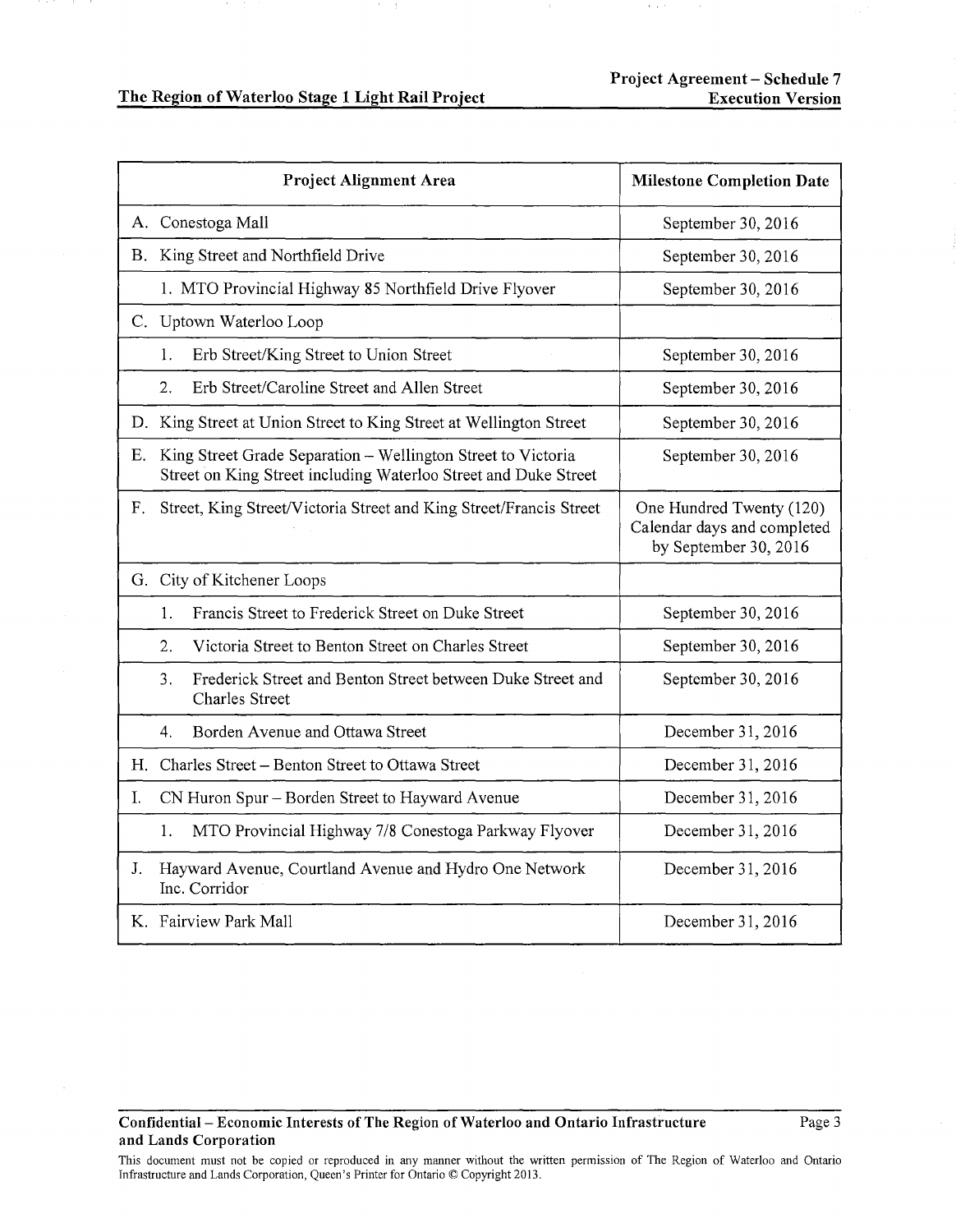| Project Alignment Area | Milestone Completion Date |
|---|---|
| A. Conestoga Mall | September 30, 2016 |
| B. King Street and Northfield Drive | September 30, 2016 |
| 1. MTO Provincial Highway 85 Northfield Drive Flyover | September 30, 2016 |
| C. Uptown Waterloo Loop | |
| 1. Erb Street/King Street to Union Street | September 30, 2016 |
| 2. Erb Street/Caroline Street and Allen Street | September 30, 2016 |
| D. King Street at Union Street to King Street at Wellington Street | September 30, 2016 |
| E. King Street Grade Separation – Wellington Street to Victoria Street on King Street including Waterloo Street and Duke Street | September 30, 2016 |
| F. Street, King Street/Victoria Street and King Street/Francis Street | One Hundred Twenty (120) Calendar days and completed by September 30, 2016 |
| G. City of Kitchener Loops | |
| 1. Francis Street to Frederick Street on Duke Street | September 30, 2016 |
| 2. Victoria Street to Benton Street on Charles Street | September 30, 2016 |
| 3. Frederick Street and Benton Street between Duke Street and Charles Street | September 30, 2016 |
| 4. Borden Avenue and Ottawa Street | December 31, 2016 |
| H. Charles Street – Benton Street to Ottawa Street | December 31, 2016 |
| I. CN Huron Spur – Borden Street to Hayward Avenue | December 31, 2016 |
| 1. MTO Provincial Highway 7/8 Conestoga Parkway Flyover | December 31, 2016 |
| J. Hayward Avenue, Courtland Avenue and Hydro One Network Inc. Corridor | December 31, 2016 |
| K. Fairview Park Mall | December 31, 2016 |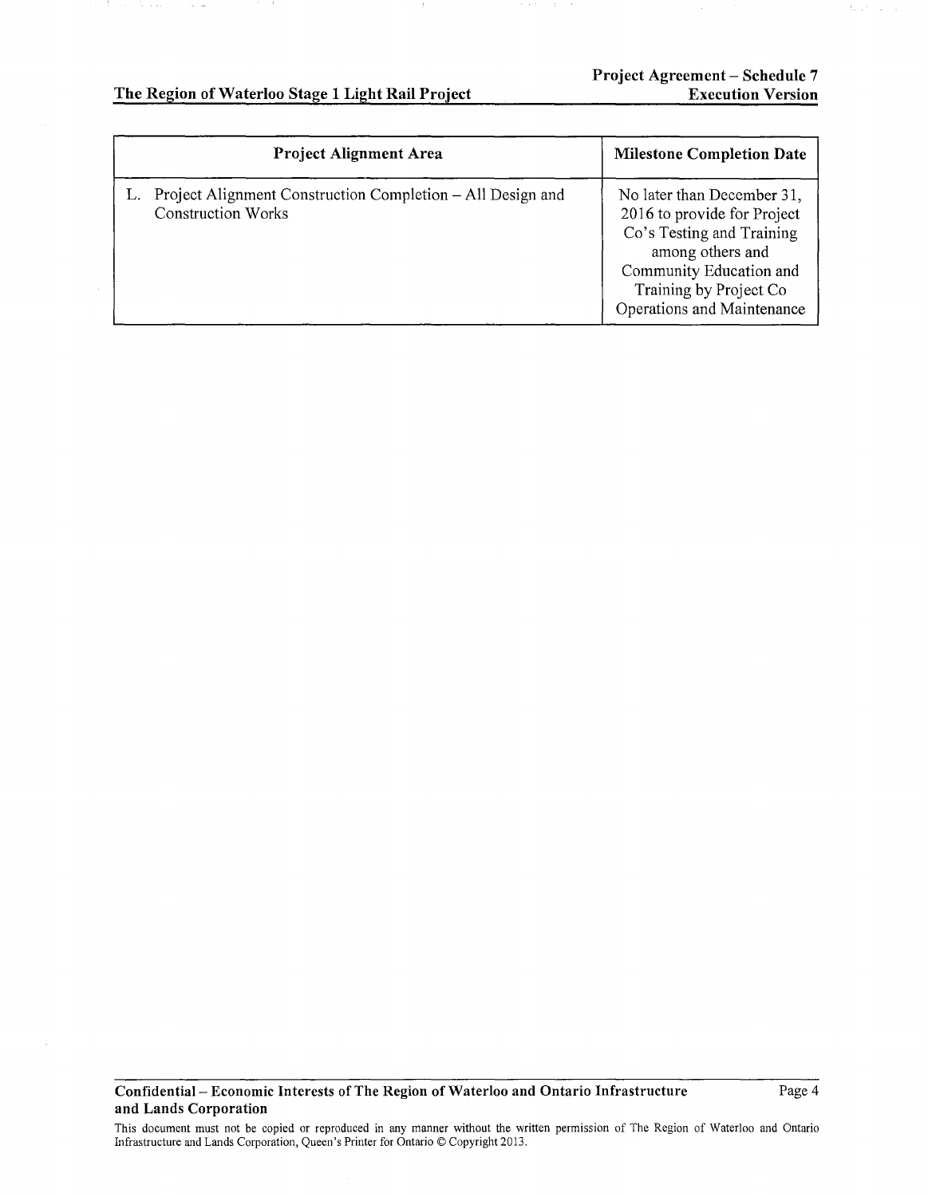| Project Alignment Area | Milestone Completion Date |
| --- | --- |
| L. Project Alignment Construction Completion – All Design and Construction Works | No later than December 31, 2016 to provide for Project Co's Testing and Training among others and Community Education and Training by Project Co Operations and Maintenance |